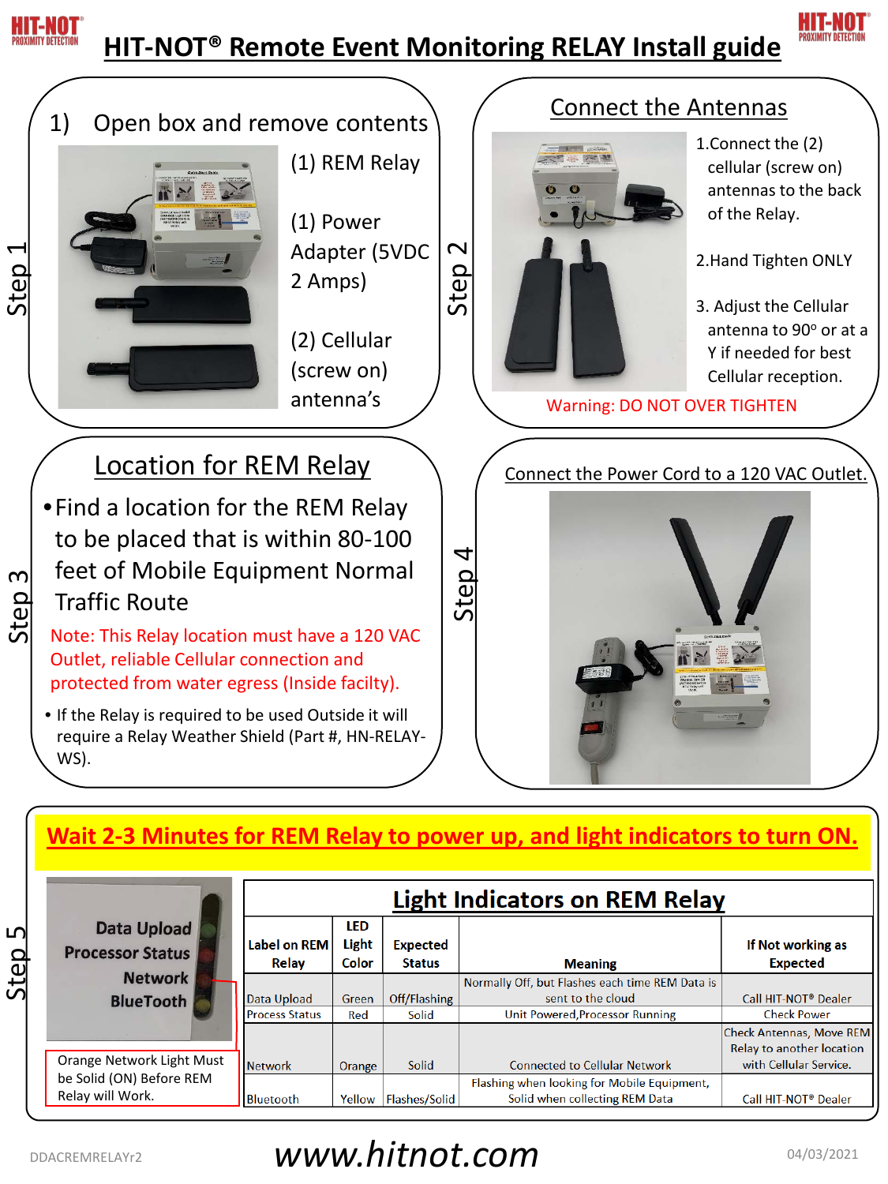# HIT-NOT® Remote Event Monitoring RELAY Install guide

## Step 1

1) Open box and remove contents

- (1) REM Relay
- (1) Power Adapter (5VDC 2 Amps)
- (2) Cellular (screw on) antenna's

## Step 2

### Connect the Antennas

1. Connect the (2) cellular (screw on) antennas to the back of the Relay.
2. Hand Tighten ONLY
3. Adjust the Cellular antenna to 90° or at a Y if needed for best Cellular reception.

Warning: DO NOT OVER TIGHTEN

## Step 3

### Location for REM Relay

- Find a location for the REM Relay to be placed that is within 80-100 feet of Mobile Equipment Normal Traffic Route

Note: This Relay location must have a 120 VAC Outlet, reliable Cellular connection and protected from water egress (Inside facilty).

- If the Relay is required to be used Outside it will require a Relay Weather Shield (Part #, HN-RELAY-WS).

## Step 4

### Connect the Power Cord to a 120 VAC Outlet.

## Step 5

**Wait 2-3 Minutes for REM Relay to power up, and light indicators to turn ON.**

Data Upload
Processor Status
Network
BlueTooth

Orange Network Light Must be Solid (ON) Before REM Relay will Work.

### Light Indicators on REM Relay

| Label on REM Relay | LED Light Color | Expected Status | Meaning | If Not working as Expected |
|---|---|---|---|---|
| Data Upload | Green | Off/Flashing | Normally Off, but Flashes each time REM Data is sent to the cloud | Call HIT-NOT® Dealer |
| Process Status | Red | Solid | Unit Powered,Processor Running | Check Power |
| Network | Orange | Solid | Connected to Cellular Network | Check Antennas, Move REM Relay to another location with Cellular Service. |
| Bluetooth | Yellow | Flashes/Solid | Flashing when looking for Mobile Equipment, Solid when collecting REM Data | Call HIT-NOT® Dealer |

www.hitnot.com

DDACREMRELAYr2 04/03/2021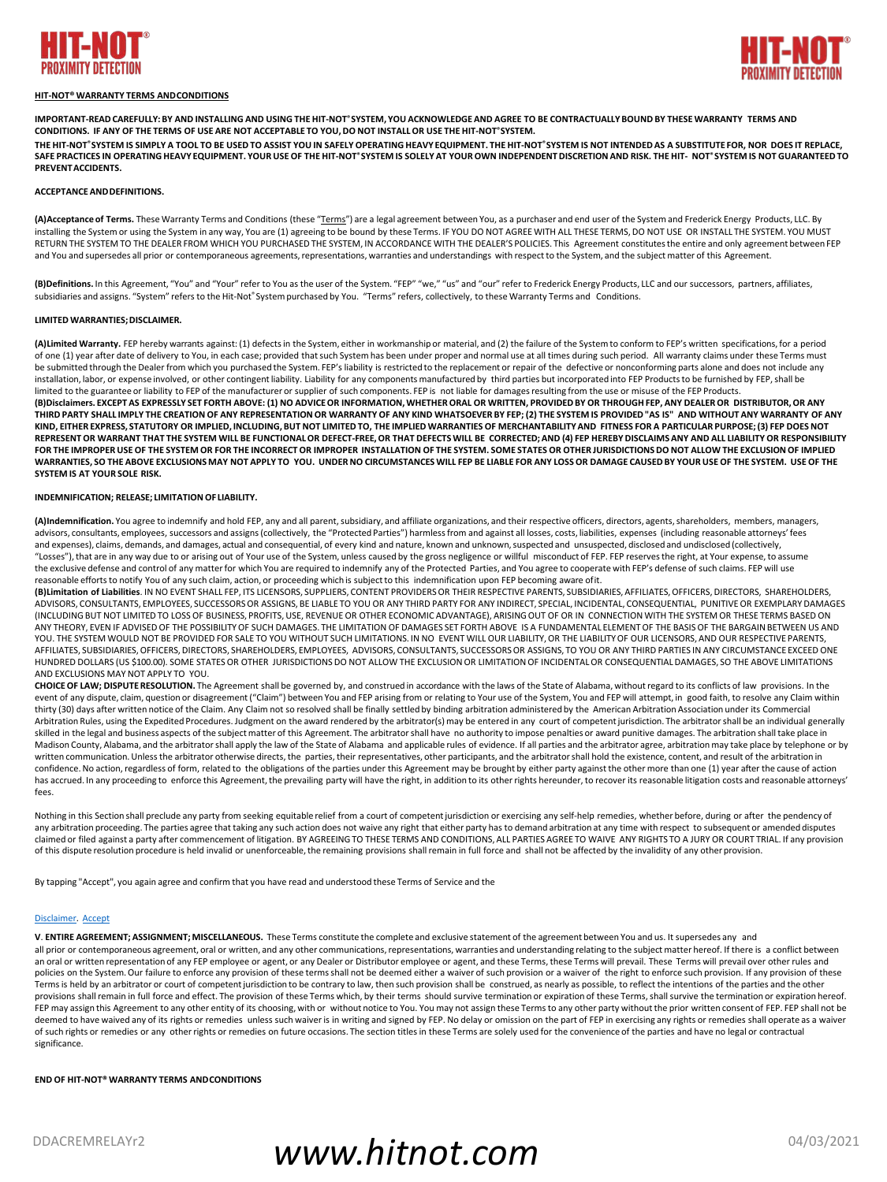**HIT-NOT® WARRANTY TERMS AND CONDITIONS**

**IMPORTANT-READ CAREFULLY: BY AND INSTALLING AND USING THE HIT-NOT® SYSTEM, YOU ACKNOWLEDGE AND AGREE TO BE CONTRACTUALLY BOUND BY THESE WARRANTY TERMS AND CONDITIONS. IF ANY OF THE TERMS OF USE ARE NOT ACCEPTABLE TO YOU, DO NOT INSTALL OR USE THE HIT-NOT® SYSTEM.**

**THE HIT-NOT® SYSTEM IS SIMPLY A TOOL TO BE USED TO ASSIST YOU IN SAFELY OPERATING HEAVY EQUIPMENT. THE HIT-NOT® SYSTEM IS NOT INTENDED AS A SUBSTITUTE FOR, NOR DOES IT REPLACE, SAFE PRACTICES IN OPERATING HEAVY EQUIPMENT. YOUR USE OF THE HIT-NOT® SYSTEM IS SOLELY AT YOUR OWN INDEPENDENT DISCRETION AND RISK. THE HIT- NOT® SYSTEM IS NOT GUARANTEED TO PREVENT ACCIDENTS.**

**ACCEPTANCE AND DEFINITIONS.**

**(A)Acceptance of Terms.** These Warranty Terms and Conditions (these "Terms") are a legal agreement between You, as a purchaser and end user of the System and Frederick Energy Products, LLC. By installing the System or using the System in any way, You are (1) agreeing to be bound by these Terms. IF YOU DO NOT AGREE WITH ALL THESE TERMS, DO NOT USE OR INSTALL THE SYSTEM. YOU MUST RETURN THE SYSTEM TO THE DEALER FROM WHICH YOU PURCHASED THE SYSTEM, IN ACCORDANCE WITH THE DEALER'S POLICIES. This Agreement constitutes the entire and only agreement between FEP and You and supersedes all prior or contemporaneous agreements, representations, warranties and understandings with respect to the System, and the subject matter of this Agreement.

**(B)Definitions.** In this Agreement, "You" and "Your" refer to You as the user of the System. "FEP" "we," "us" and "our" refer to Frederick Energy Products, LLC and our successors, partners, affiliates, subsidiaries and assigns. "System" refers to the Hit-Not® System purchased by You. "Terms" refers, collectively, to these Warranty Terms and Conditions.

**LIMITED WARRANTIES; DISCLAIMER.**

**(A)Limited Warranty.** FEP hereby warrants against: (1) defects in the System, either in workmanship or material, and (2) the failure of the System to conform to FEP's written specifications, for a period of one (1) year after date of delivery to You, in each case; provided that such System has been under proper and normal use at all times during such period. All warranty claims under these Terms must be submitted through the Dealer from which you purchased the System. FEP's liability is restricted to the replacement or repair of the defective or nonconforming parts alone and does not include any installation, labor, or expense involved, or other contingent liability. Liability for any components manufactured by third parties but incorporated into FEP Products to be furnished by FEP, shall be limited to the guarantee or liability to FEP of the manufacturer or supplier of such components. FEP is not liable for damages resulting from the use or misuse of the FEP Products.

**(B)Disclaimers. EXCEPT AS EXPRESSLY SET FORTH ABOVE: (1) NO ADVICE OR INFORMATION, WHETHER ORAL OR WRITTEN, PROVIDED BY OR THROUGH FEP, ANY DEALER OR DISTRIBUTOR, OR ANY THIRD PARTY SHALL IMPLY THE CREATION OF ANY REPRESENTATION OR WARRANTY OF ANY KIND WHATSOEVER BY FEP; (2) THE SYSTEM IS PROVIDED "AS IS" AND WITHOUT ANY WARRANTY OF ANY KIND, EITHER EXPRESS, STATUTORY OR IMPLIED, INCLUDING, BUT NOT LIMITED TO, THE IMPLIED WARRANTIES OF MERCHANTABILITY AND FITNESS FOR A PARTICULAR PURPOSE; (3) FEP DOES NOT REPRESENT OR WARRANT THAT THE SYSTEM WILL BE FUNCTIONAL OR DEFECT-FREE, OR THAT DEFECTS WILL BE CORRECTED; AND (4) FEP HEREBY DISCLAIMS ANY AND ALL LIABILITY OR RESPONSIBILITY FOR THE IMPROPER USE OF THE SYSTEM OR FOR THE INCORRECT OR IMPROPER INSTALLATION OF THE SYSTEM. SOME STATES OR OTHER JURISDICTIONS DO NOT ALLOW THE EXCLUSION OF IMPLIED WARRANTIES, SO THE ABOVE EXCLUSIONS MAY NOT APPLY TO YOU. UNDER NO CIRCUMSTANCES WILL FEP BE LIABLE FOR ANY LOSS OR DAMAGE CAUSED BY YOUR USE OF THE SYSTEM. USE OF THE SYSTEM IS AT YOUR SOLE RISK.**

**INDEMNIFICATION; RELEASE; LIMITATION OF LIABILITY.**

**(A)Indemnification.** You agree to indemnify and hold FEP, any and all parent, subsidiary, and affiliate organizations, and their respective officers, directors, agents, shareholders, members, managers, advisors, consultants, employees, successors and assigns (collectively, the "Protected Parties") harmless from and against all losses, costs, liabilities, expenses (including reasonable attorneys' fees and expenses), claims, demands, and damages, actual and consequential, of every kind and nature, known and unknown, suspected and unsuspected, disclosed and undisclosed (collectively, "Losses"), that are in any way due to or arising out of Your use of the System, unless caused by the gross negligence or willful misconduct of FEP. FEP reserves the right, at Your expense, to assume the exclusive defense and control of any matter for which You are required to indemnify any of the Protected Parties, and You agree to cooperate with FEP's defense of such claims. FEP will use reasonable efforts to notify You of any such claim, action, or proceeding which is subject to this indemnification upon FEP becoming aware of it.

**(B)Limitation of Liabilities**. IN NO EVENT SHALL FEP, ITS LICENSORS, SUPPLIERS, CONTENT PROVIDERS OR THEIR RESPECTIVE PARENTS, SUBSIDIARIES, AFFILIATES, OFFICERS, DIRECTORS, SHAREHOLDERS, ADVISORS, CONSULTANTS, EMPLOYEES, SUCCESSORS OR ASSIGNS, BE LIABLE TO YOU OR ANY THIRD PARTY FOR ANY INDIRECT, SPECIAL, INCIDENTAL, CONSEQUENTIAL, PUNITIVE OR EXEMPLARY DAMAGES (INCLUDING BUT NOT LIMITED TO LOSS OF BUSINESS, PROFITS, USE, REVENUE OR OTHER ECONOMIC ADVANTAGE), ARISING OUT OF OR IN CONNECTION WITH THE SYSTEM OR THESE TERMS BASED ON ANY THEORY, EVEN IF ADVISED OF THE POSSIBILITY OF SUCH DAMAGES. THE LIMITATION OF DAMAGES SET FORTH ABOVE IS A FUNDAMENTAL ELEMENT OF THE BASIS OF THE BARGAIN BETWEEN US AND YOU. THE SYSTEM WOULD NOT BE PROVIDED FOR SALE TO YOU WITHOUT SUCH LIMITATIONS. IN NO EVENT WILL OUR LIABILITY, OR THE LIABILITY OF OUR LICENSORS, AND OUR RESPECTIVE PARENTS, AFFILIATES, SUBSIDIARIES, OFFICERS, DIRECTORS, SHAREHOLDERS, EMPLOYEES, ADVISORS, CONSULTANTS, SUCCESSORS OR ASSIGNS, TO YOU OR ANY THIRD PARTIES IN ANY CIRCUMSTANCE EXCEED ONE HUNDRED DOLLARS (US $100.00). SOME STATES OR OTHER JURISDICTIONS DO NOT ALLOW THE EXCLUSION OR LIMITATION OF INCIDENTAL OR CONSEQUENTIAL DAMAGES, SO THE ABOVE LIMITATIONS AND EXCLUSIONS MAY NOT APPLY TO YOU.

**CHOICE OF LAW; DISPUTE RESOLUTION.** The Agreement shall be governed by, and construed in accordance with the laws of the State of Alabama, without regard to its conflicts of law provisions. In the event of any dispute, claim, question or disagreement ("Claim") between You and FEP arising from or relating to Your use of the System, You and FEP will attempt, in good faith, to resolve any Claim within thirty (30) days after written notice of the Claim. Any Claim not so resolved shall be finally settled by binding arbitration administered by the American Arbitration Association under its Commercial Arbitration Rules, using the Expedited Procedures. Judgment on the award rendered by the arbitrator(s) may be entered in any court of competent jurisdiction. The arbitrator shall be an individual generally skilled in the legal and business aspects of the subject matter of this Agreement. The arbitrator shall have no authority to impose penalties or award punitive damages. The arbitration shall take place in Madison County, Alabama, and the arbitrator shall apply the law of the State of Alabama and applicable rules of evidence. If all parties and the arbitrator agree, arbitration may take place by telephone or by written communication. Unless the arbitrator otherwise directs, the parties, their representatives, other participants, and the arbitrator shall hold the existence, content, and result of the arbitration in confidence. No action, regardless of form, related to the obligations of the parties under this Agreement may be brought by either party against the other more than one (1) year after the cause of action has accrued. In any proceeding to enforce this Agreement, the prevailing party will have the right, in addition to its other rights hereunder, to recover its reasonable litigation costs and reasonable attorneys' fees.

Nothing in this Section shall preclude any party from seeking equitable relief from a court of competent jurisdiction or exercising any self-help remedies, whether before, during or after the pendency of any arbitration proceeding. The parties agree that taking any such action does not waive any right that either party has to demand arbitration at any time with respect to subsequent or amended disputes claimed or filed against a party after commencement of litigation. BY AGREEING TO THESE TERMS AND CONDITIONS, ALL PARTIES AGREE TO WAIVE ANY RIGHTS TO A JURY OR COURT TRIAL. If any provision of this dispute resolution procedure is held invalid or unenforceable, the remaining provisions shall remain in full force and shall not be affected by the invalidity of any other provision.

By tapping "Accept", you again agree and confirm that you have read and understood these Terms of Service and the

Disclaimer. Accept

**V**. **ENTIRE AGREEMENT; ASSIGNMENT; MISCELLANEOUS.** These Terms constitute the complete and exclusive statement of the agreement between You and us. It supersedes any and all prior or contemporaneous agreement, oral or written, and any other communications, representations, warranties and understanding relating to the subject matter hereof. If there is a conflict between an oral or written representation of any FEP employee or agent, or any Dealer or Distributor employee or agent, and these Terms, these Terms will prevail. These Terms will prevail over other rules and policies on the System. Our failure to enforce any provision of these terms shall not be deemed either a waiver of such provision or a waiver of the right to enforce such provision. If any provision of these Terms is held by an arbitrator or court of competent jurisdiction to be contrary to law, then such provision shall be construed, as nearly as possible, to reflect the intentions of the parties and the other provisions shall remain in full force and effect. The provision of these Terms which, by their terms should survive termination or expiration of these Terms, shall survive the termination or expiration hereof. FEP may assign this Agreement to any other entity of its choosing, with or without notice to You. You may not assign these Terms to any other party without the prior written consent of FEP. FEP shall not be deemed to have waived any of its rights or remedies unless such waiver is in writing and signed by FEP. No delay or omission on the part of FEP in exercising any rights or remedies shall operate as a waiver of such rights or remedies or any other rights or remedies on future occasions. The section titles in these Terms are solely used for the convenience of the parties and have no legal or contractual significance.

**END OF HIT-NOT® WARRANTY TERMS AND CONDITIONS**

DDACREMRELAYr2 www.hitnot.com 04/03/2021